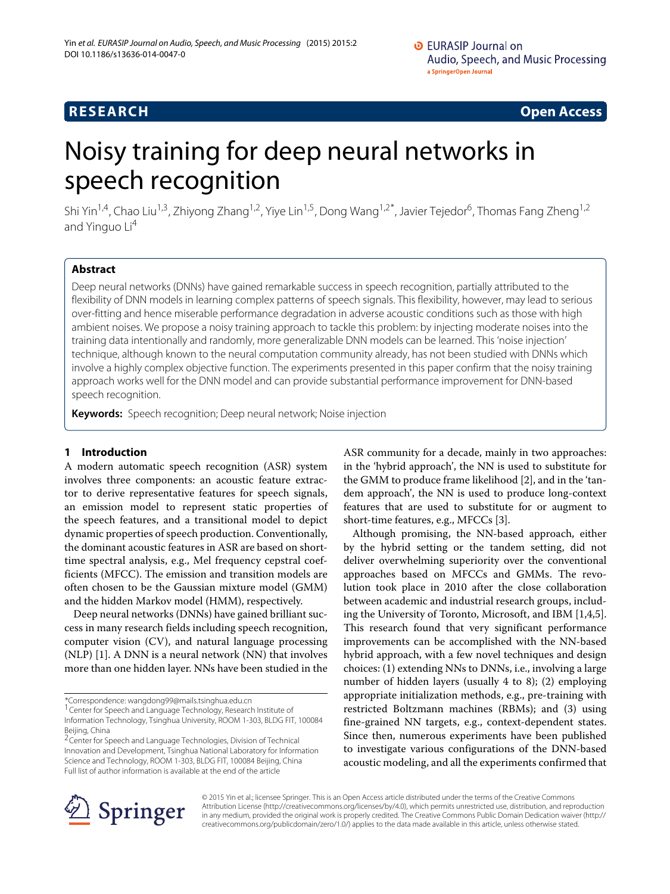**RESEARCH** **Open Access**

# Noisy training for deep neural networks in speech recognition

Shi Yin[1,4], Chao Liu[1,3], Zhiyong Zhang[1,2], Yiye Lin[1,5], Dong Wang[1,2*], Javier Tejedor[6], Thomas Fang Zheng[1,2] and Yinguo Li[4]

## Abstract

Deep neural networks (DNNs) have gained remarkable success in speech recognition, partially attributed to the flexibility of DNN models in learning complex patterns of speech signals. This flexibility, however, may lead to serious over-fitting and hence miserable performance degradation in adverse acoustic conditions such as those with high ambient noises. We propose a noisy training approach to tackle this problem: by injecting moderate noises into the training data intentionally and randomly, more generalizable DNN models can be learned. This 'noise injection' technique, although known to the neural computation community already, has not been studied with DNNs which involve a highly complex objective function. The experiments presented in this paper confirm that the noisy training approach works well for the DNN model and can provide substantial performance improvement for DNN-based speech recognition.

**Keywords:** Speech recognition; Deep neural network; Noise injection

## 1 Introduction

A modern automatic speech recognition (ASR) system involves three components: an acoustic feature extractor to derive representative features for speech signals, an emission model to represent static properties of the speech features, and a transitional model to depict dynamic properties of speech production. Conventionally, the dominant acoustic features in ASR are based on short-time spectral analysis, e.g., Mel frequency cepstral coefficients (MFCC). The emission and transition models are often chosen to be the Gaussian mixture model (GMM) and the hidden Markov model (HMM), respectively.

Deep neural networks (DNNs) have gained brilliant success in many research fields including speech recognition, computer vision (CV), and natural language processing (NLP) [1]. A DNN is a neural network (NN) that involves more than one hidden layer. NNs have been studied in the ASR community for a decade, mainly in two approaches: in the 'hybrid approach', the NN is used to substitute for the GMM to produce frame likelihood [2], and in the 'tandem approach', the NN is used to produce long-context features that are used to substitute for or augment to short-time features, e.g., MFCCs [3].

Although promising, the NN-based approach, either by the hybrid setting or the tandem setting, did not deliver overwhelming superiority over the conventional approaches based on MFCCs and GMMs. The revolution took place in 2010 after the close collaboration between academic and industrial research groups, including the University of Toronto, Microsoft, and IBM [1,4,5]. This research found that very significant performance improvements can be accomplished with the NN-based hybrid approach, with a few novel techniques and design choices: (1) extending NNs to DNNs, i.e., involving a large number of hidden layers (usually 4 to 8); (2) employing appropriate initialization methods, e.g., pre-training with restricted Boltzmann machines (RBMs); and (3) using fine-grained NN targets, e.g., context-dependent states. Since then, numerous experiments have been published to investigate various configurations of the DNN-based acoustic modeling, and all the experiments confirmed that

*Correspondence: wangdong99@mails.tsinghua.edu.cn
[1] Center for Speech and Language Technology, Research Institute of Information Technology, Tsinghua University, ROOM 1-303, BLDG FIT, 100084 Beijing, China
[2] Center for Speech and Language Technologies, Division of Technical Innovation and Development, Tsinghua National Laboratory for Information Science and Technology, ROOM 1-303, BLDG FIT, 100084 Beijing, China
Full list of author information is available at the end of the article

© 2015 Yin et al.; licensee Springer. This is an Open Access article distributed under the terms of the Creative Commons Attribution License (http://creativecommons.org/licenses/by/4.0), which permits unrestricted use, distribution, and reproduction in any medium, provided the original work is properly credited. The Creative Commons Public Domain Dedication waiver (http://creativecommons.org/publicdomain/zero/1.0/) applies to the data made available in this article, unless otherwise stated.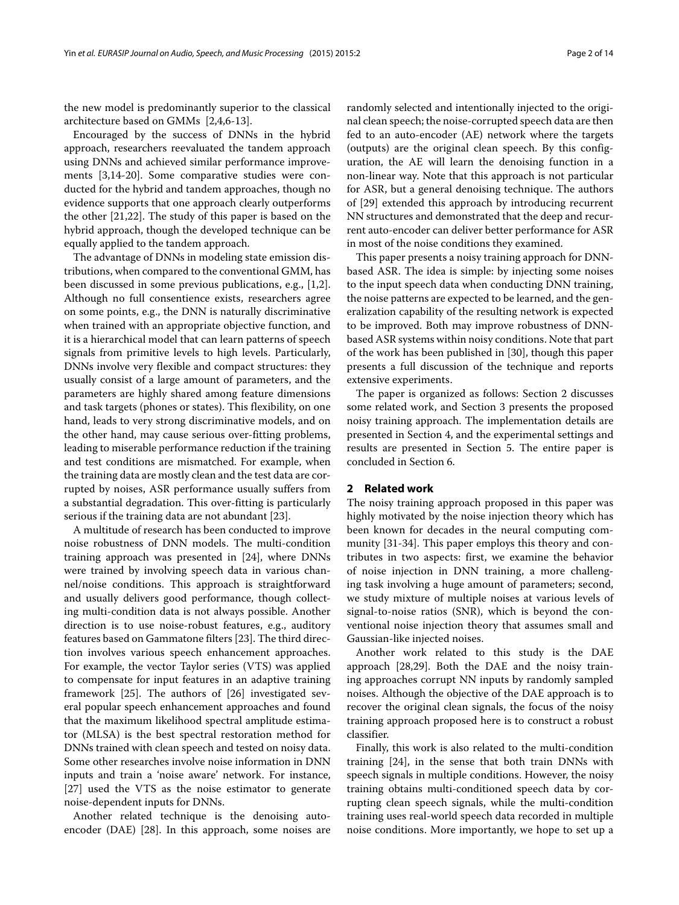the new model is predominantly superior to the classical architecture based on GMMs [2,4,6-13].

Encouraged by the success of DNNs in the hybrid approach, researchers reevaluated the tandem approach using DNNs and achieved similar performance improvements [3,14-20]. Some comparative studies were conducted for the hybrid and tandem approaches, though no evidence supports that one approach clearly outperforms the other [21,22]. The study of this paper is based on the hybrid approach, though the developed technique can be equally applied to the tandem approach.

The advantage of DNNs in modeling state emission distributions, when compared to the conventional GMM, has been discussed in some previous publications, e.g., [1,2]. Although no full consentience exists, researchers agree on some points, e.g., the DNN is naturally discriminative when trained with an appropriate objective function, and it is a hierarchical model that can learn patterns of speech signals from primitive levels to high levels. Particularly, DNNs involve very flexible and compact structures: they usually consist of a large amount of parameters, and the parameters are highly shared among feature dimensions and task targets (phones or states). This flexibility, on one hand, leads to very strong discriminative models, and on the other hand, may cause serious over-fitting problems, leading to miserable performance reduction if the training and test conditions are mismatched. For example, when the training data are mostly clean and the test data are corrupted by noises, ASR performance usually suffers from a substantial degradation. This over-fitting is particularly serious if the training data are not abundant [23].

A multitude of research has been conducted to improve noise robustness of DNN models. The multi-condition training approach was presented in [24], where DNNs were trained by involving speech data in various channel/noise conditions. This approach is straightforward and usually delivers good performance, though collecting multi-condition data is not always possible. Another direction is to use noise-robust features, e.g., auditory features based on Gammatone filters [23]. The third direction involves various speech enhancement approaches. For example, the vector Taylor series (VTS) was applied to compensate for input features in an adaptive training framework [25]. The authors of [26] investigated several popular speech enhancement approaches and found that the maximum likelihood spectral amplitude estimator (MLSA) is the best spectral restoration method for DNNs trained with clean speech and tested on noisy data. Some other researches involve noise information in DNN inputs and train a 'noise aware' network. For instance, [27] used the VTS as the noise estimator to generate noise-dependent inputs for DNNs.

Another related technique is the denoising auto-encoder (DAE) [28]. In this approach, some noises are randomly selected and intentionally injected to the original clean speech; the noise-corrupted speech data are then fed to an auto-encoder (AE) network where the targets (outputs) are the original clean speech. By this configuration, the AE will learn the denoising function in a non-linear way. Note that this approach is not particular for ASR, but a general denoising technique. The authors of [29] extended this approach by introducing recurrent NN structures and demonstrated that the deep and recurrent auto-encoder can deliver better performance for ASR in most of the noise conditions they examined.

This paper presents a noisy training approach for DNN-based ASR. The idea is simple: by injecting some noises to the input speech data when conducting DNN training, the noise patterns are expected to be learned, and the generalization capability of the resulting network is expected to be improved. Both may improve robustness of DNN-based ASR systems within noisy conditions. Note that part of the work has been published in [30], though this paper presents a full discussion of the technique and reports extensive experiments.

The paper is organized as follows: Section 2 discusses some related work, and Section 3 presents the proposed noisy training approach. The implementation details are presented in Section 4, and the experimental settings and results are presented in Section 5. The entire paper is concluded in Section 6.

## 2 Related work

The noisy training approach proposed in this paper was highly motivated by the noise injection theory which has been known for decades in the neural computing community [31-34]. This paper employs this theory and contributes in two aspects: first, we examine the behavior of noise injection in DNN training, a more challenging task involving a huge amount of parameters; second, we study mixture of multiple noises at various levels of signal-to-noise ratios (SNR), which is beyond the conventional noise injection theory that assumes small and Gaussian-like injected noises.

Another work related to this study is the DAE approach [28,29]. Both the DAE and the noisy training approaches corrupt NN inputs by randomly sampled noises. Although the objective of the DAE approach is to recover the original clean signals, the focus of the noisy training approach proposed here is to construct a robust classifier.

Finally, this work is also related to the multi-condition training [24], in the sense that both train DNNs with speech signals in multiple conditions. However, the noisy training obtains multi-conditioned speech data by corrupting clean speech signals, while the multi-condition training uses real-world speech data recorded in multiple noise conditions. More importantly, we hope to set up a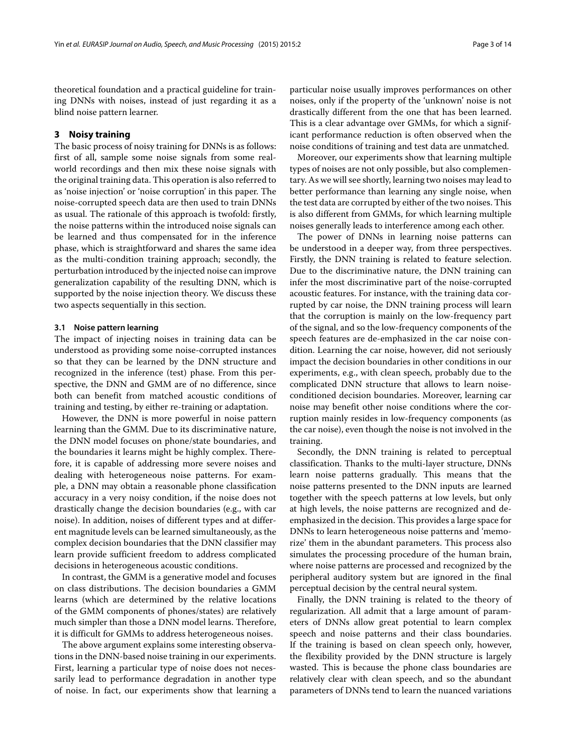theoretical foundation and a practical guideline for training DNNs with noises, instead of just regarding it as a blind noise pattern learner.

## 3 Noisy training

The basic process of noisy training for DNNs is as follows: first of all, sample some noise signals from some real-world recordings and then mix these noise signals with the original training data. This operation is also referred to as 'noise injection' or 'noise corruption' in this paper. The noise-corrupted speech data are then used to train DNNs as usual. The rationale of this approach is twofold: firstly, the noise patterns within the introduced noise signals can be learned and thus compensated for in the inference phase, which is straightforward and shares the same idea as the multi-condition training approach; secondly, the perturbation introduced by the injected noise can improve generalization capability of the resulting DNN, which is supported by the noise injection theory. We discuss these two aspects sequentially in this section.

### 3.1 Noise pattern learning

The impact of injecting noises in training data can be understood as providing some noise-corrupted instances so that they can be learned by the DNN structure and recognized in the inference (test) phase. From this perspective, the DNN and GMM are of no difference, since both can benefit from matched acoustic conditions of training and testing, by either re-training or adaptation.

However, the DNN is more powerful in noise pattern learning than the GMM. Due to its discriminative nature, the DNN model focuses on phone/state boundaries, and the boundaries it learns might be highly complex. Therefore, it is capable of addressing more severe noises and dealing with heterogeneous noise patterns. For example, a DNN may obtain a reasonable phone classification accuracy in a very noisy condition, if the noise does not drastically change the decision boundaries (e.g., with car noise). In addition, noises of different types and at different magnitude levels can be learned simultaneously, as the complex decision boundaries that the DNN classifier may learn provide sufficient freedom to address complicated decisions in heterogeneous acoustic conditions.

In contrast, the GMM is a generative model and focuses on class distributions. The decision boundaries a GMM learns (which are determined by the relative locations of the GMM components of phones/states) are relatively much simpler than those a DNN model learns. Therefore, it is difficult for GMMs to address heterogeneous noises.

The above argument explains some interesting observations in the DNN-based noise training in our experiments. First, learning a particular type of noise does not necessarily lead to performance degradation in another type of noise. In fact, our experiments show that learning a particular noise usually improves performances on other noises, only if the property of the 'unknown' noise is not drastically different from the one that has been learned. This is a clear advantage over GMMs, for which a significant performance reduction is often observed when the noise conditions of training and test data are unmatched.

Moreover, our experiments show that learning multiple types of noises are not only possible, but also complementary. As we will see shortly, learning two noises may lead to better performance than learning any single noise, when the test data are corrupted by either of the two noises. This is also different from GMMs, for which learning multiple noises generally leads to interference among each other.

The power of DNNs in learning noise patterns can be understood in a deeper way, from three perspectives. Firstly, the DNN training is related to feature selection. Due to the discriminative nature, the DNN training can infer the most discriminative part of the noise-corrupted acoustic features. For instance, with the training data corrupted by car noise, the DNN training process will learn that the corruption is mainly on the low-frequency part of the signal, and so the low-frequency components of the speech features are de-emphasized in the car noise condition. Learning the car noise, however, did not seriously impact the decision boundaries in other conditions in our experiments, e.g., with clean speech, probably due to the complicated DNN structure that allows to learn noise-conditioned decision boundaries. Moreover, learning car noise may benefit other noise conditions where the corruption mainly resides in low-frequency components (as the car noise), even though the noise is not involved in the training.

Secondly, the DNN training is related to perceptual classification. Thanks to the multi-layer structure, DNNs learn noise patterns gradually. This means that the noise patterns presented to the DNN inputs are learned together with the speech patterns at low levels, but only at high levels, the noise patterns are recognized and de-emphasized in the decision. This provides a large space for DNNs to learn heterogeneous noise patterns and 'memorize' them in the abundant parameters. This process also simulates the processing procedure of the human brain, where noise patterns are processed and recognized by the peripheral auditory system but are ignored in the final perceptual decision by the central neural system.

Finally, the DNN training is related to the theory of regularization. All admit that a large amount of parameters of DNNs allow great potential to learn complex speech and noise patterns and their class boundaries. If the training is based on clean speech only, however, the flexibility provided by the DNN structure is largely wasted. This is because the phone class boundaries are relatively clear with clean speech, and so the abundant parameters of DNNs tend to learn the nuanced variations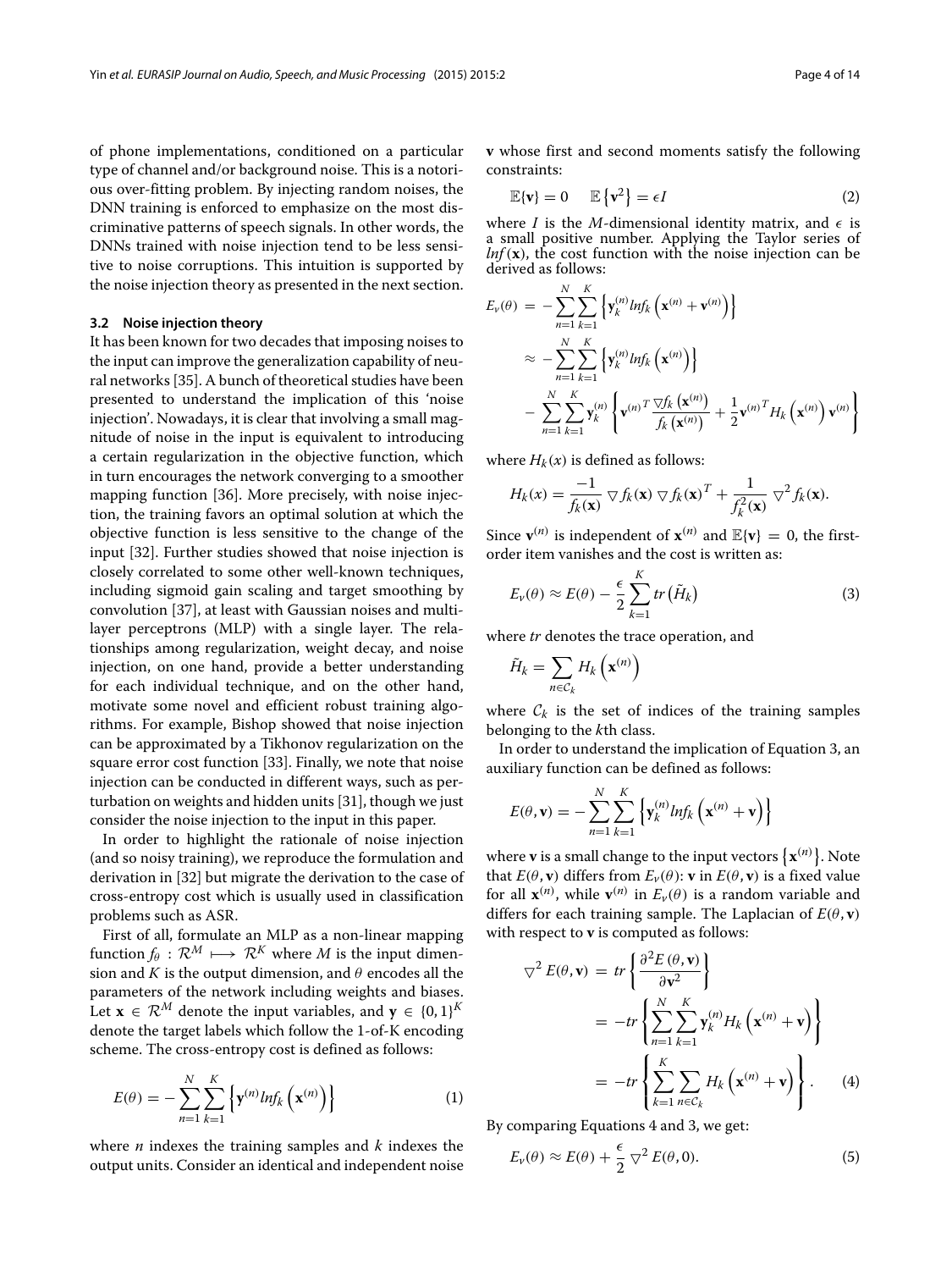of phone implementations, conditioned on a particular type of channel and/or background noise. This is a notorious over-fitting problem. By injecting random noises, the DNN training is enforced to emphasize on the most discriminative patterns of speech signals. In other words, the DNNs trained with noise injection tend to be less sensitive to noise corruptions. This intuition is supported by the noise injection theory as presented in the next section.

### 3.2 Noise injection theory

It has been known for two decades that imposing noises to the input can improve the generalization capability of neural networks [35]. A bunch of theoretical studies have been presented to understand the implication of this 'noise injection'. Nowadays, it is clear that involving a small magnitude of noise in the input is equivalent to introducing a certain regularization in the objective function, which in turn encourages the network converging to a smoother mapping function [36]. More precisely, with noise injection, the training favors an optimal solution at which the objective function is less sensitive to the change of the input [32]. Further studies showed that noise injection is closely correlated to some other well-known techniques, including sigmoid gain scaling and target smoothing by convolution [37], at least with Gaussian noises and multilayer perceptrons (MLP) with a single layer. The relationships among regularization, weight decay, and noise injection, on one hand, provide a better understanding for each individual technique, and on the other hand, motivate some novel and efficient robust training algorithms. For example, Bishop showed that noise injection can be approximated by a Tikhonov regularization on the square error cost function [33]. Finally, we note that noise injection can be conducted in different ways, such as perturbation on weights and hidden units [31], though we just consider the noise injection to the input in this paper.

In order to highlight the rationale of noise injection (and so noisy training), we reproduce the formulation and derivation in [32] but migrate the derivation to the case of cross-entropy cost which is usually used in classification problems such as ASR.

First of all, formulate an MLP as a non-linear mapping function $f_\theta : \mathcal{R}^M \longmapsto \mathcal{R}^K$ where $M$ is the input dimension and $K$ is the output dimension, and $\theta$ encodes all the parameters of the network including weights and biases. Let $\mathbf{x} \in \mathcal{R}^M$ denote the input variables, and $\mathbf{y} \in \{0,1\}^K$ denote the target labels which follow the 1-of-K encoding scheme. The cross-entropy cost is defined as follows:

$$E(\theta) = -\sum_{n=1}^{N}\sum_{k=1}^{K}\left\{\mathbf{y}^{(n)} ln f_k\left(\mathbf{x}^{(n)}\right)\right\} \tag{1}$$

where $n$ indexes the training samples and $k$ indexes the output units. Consider an identical and independent noise $\mathbf{v}$ whose first and second moments satisfy the following constraints:

$$\mathbb{E}\{\mathbf{v}\} = 0 \quad \mathbb{E}\left\{\mathbf{v}^2\right\} = \epsilon I \tag{2}$$

where $I$ is the $M$-dimensional identity matrix, and $\epsilon$ is a small positive number. Applying the Taylor series of $lnf(\mathbf{x})$, the cost function with the noise injection can be derived as follows:

$$\begin{aligned} E_v(\theta) &= -\sum_{n=1}^{N}\sum_{k=1}^{K}\left\{\mathbf{y}_k^{(n)} ln f_k\left(\mathbf{x}^{(n)} + \mathbf{v}^{(n)}\right)\right\} \\ &\approx -\sum_{n=1}^{N}\sum_{k=1}^{K}\left\{\mathbf{y}_k^{(n)} ln f_k\left(\mathbf{x}^{(n)}\right)\right\} \\ &\quad - \sum_{n=1}^{N}\sum_{k=1}^{K}\mathbf{y}_k^{(n)}\left\{\mathbf{v}^{(n)T}\frac{\nabla f_k\left(\mathbf{x}^{(n)}\right)}{f_k\left(\mathbf{x}^{(n)}\right)} + \frac{1}{2}\mathbf{v}^{(n)T}H_k\left(\mathbf{x}^{(n)}\right)\mathbf{v}^{(n)}\right\} \end{aligned}$$

where $H_k(x)$ is defined as follows:

$$H_k(x) = \frac{-1}{f_k(\mathbf{x})} \bigtriangledown f_k(\mathbf{x}) \bigtriangledown f_k(\mathbf{x})^T + \frac{1}{f_k^2(\mathbf{x})} \bigtriangledown^2 f_k(\mathbf{x}).$$

Since $\mathbf{v}^{(n)}$ is independent of $\mathbf{x}^{(n)}$ and $\mathbb{E}\{\mathbf{v}\} = 0$, the first-order item vanishes and the cost is written as:

$$E_v(\theta) \approx E(\theta) - \frac{\epsilon}{2}\sum_{k=1}^{K} tr\left(\tilde{H}_k\right) \tag{3}$$

where $tr$ denotes the trace operation, and

$$\tilde{H}_k = \sum_{n \in \mathcal{C}_k} H_k\left(\mathbf{x}^{(n)}\right)$$

where $\mathcal{C}_k$ is the set of indices of the training samples belonging to the $k$th class.

In order to understand the implication of Equation 3, an auxiliary function can be defined as follows:

$$E(\theta, \mathbf{v}) = -\sum_{n=1}^{N}\sum_{k=1}^{K}\left\{\mathbf{y}_k^{(n)} ln f_k\left(\mathbf{x}^{(n)} + \mathbf{v}\right)\right\}$$

where $\mathbf{v}$ is a small change to the input vectors $\left\{\mathbf{x}^{(n)}\right\}$. Note that $E(\theta, \mathbf{v})$ differs from $E_v(\theta)$: $\mathbf{v}$ in $E(\theta, \mathbf{v})$ is a fixed value for all $\mathbf{x}^{(n)}$, while $\mathbf{v}^{(n)}$ in $E_v(\theta)$ is a random variable and differs for each training sample. The Laplacian of $E(\theta, \mathbf{v})$ with respect to $\mathbf{v}$ is computed as follows:

$$\begin{aligned} \bigtriangledown^2 E(\theta, \mathbf{v}) &= tr\left\{\frac{\partial^2 E(\theta, \mathbf{v})}{\partial \mathbf{v}^2}\right\} \\ &= -tr\left\{\sum_{n=1}^{N}\sum_{k=1}^{K}\mathbf{y}_k^{(n)} H_k\left(\mathbf{x}^{(n)} + \mathbf{v}\right)\right\} \\ &= -tr\left\{\sum_{k=1}^{K}\sum_{n \in \mathcal{C}_k} H_k\left(\mathbf{x}^{(n)} + \mathbf{v}\right)\right\}. \end{aligned} \tag{4}$$

By comparing Equations 4 and 3, we get:

$$E_v(\theta) \approx E(\theta) + \frac{\epsilon}{2} \bigtriangledown^2 E(\theta, 0). \tag{5}$$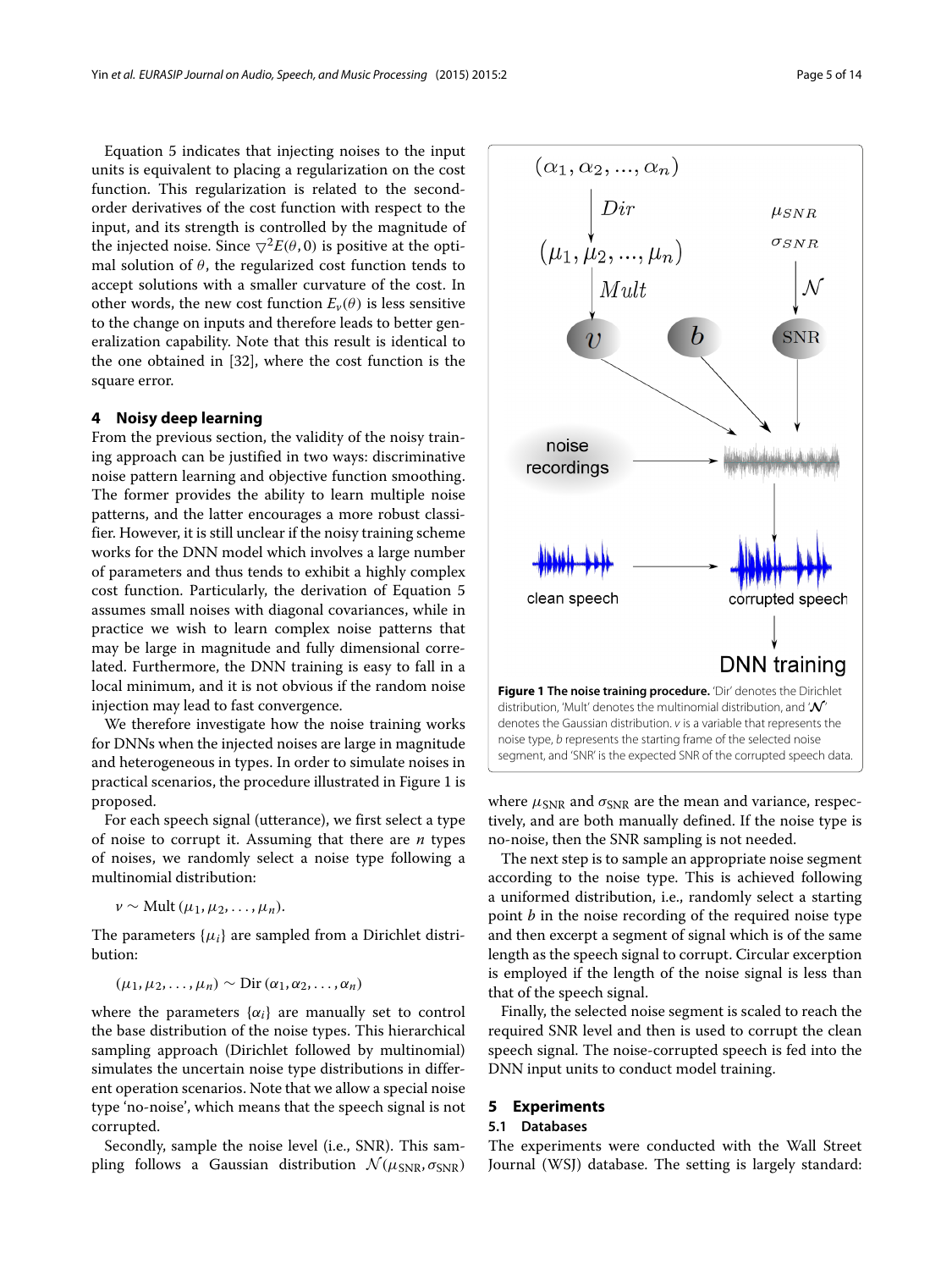Equation 5 indicates that injecting noises to the input units is equivalent to placing a regularization on the cost function. This regularization is related to the second-order derivatives of the cost function with respect to the input, and its strength is controlled by the magnitude of the injected noise. Since $\nabla^2 E(\theta, 0)$ is positive at the optimal solution of $\theta$, the regularized cost function tends to accept solutions with a smaller curvature of the cost. In other words, the new cost function $E_v(\theta)$ is less sensitive to the change on inputs and therefore leads to better generalization capability. Note that this result is identical to the one obtained in [32], where the cost function is the square error.

## 4 Noisy deep learning

From the previous section, the validity of the noisy training approach can be justified in two ways: discriminative noise pattern learning and objective function smoothing. The former provides the ability to learn multiple noise patterns, and the latter encourages a more robust classifier. However, it is still unclear if the noisy training scheme works for the DNN model which involves a large number of parameters and thus tends to exhibit a highly complex cost function. Particularly, the derivation of Equation 5 assumes small noises with diagonal covariances, while in practice we wish to learn complex noise patterns that may be large in magnitude and fully dimensional correlated. Furthermore, the DNN training is easy to fall in a local minimum, and it is not obvious if the random noise injection may lead to fast convergence.

We therefore investigate how the noise training works for DNNs when the injected noises are large in magnitude and heterogeneous in types. In order to simulate noises in practical scenarios, the procedure illustrated in Figure 1 is proposed.

For each speech signal (utterance), we first select a type of noise to corrupt it. Assuming that there are $n$ types of noises, we randomly select a noise type following a multinomial distribution:

$$v \sim \text{Mult}\,(\mu_1, \mu_2, \ldots, \mu_n).$$

The parameters $\{\mu_i\}$ are sampled from a Dirichlet distribution:

$$(\mu_1, \mu_2, \ldots, \mu_n) \sim \text{Dir}\,(\alpha_1, \alpha_2, \ldots, \alpha_n)$$

where the parameters $\{\alpha_i\}$ are manually set to control the base distribution of the noise types. This hierarchical sampling approach (Dirichlet followed by multinomial) simulates the uncertain noise type distributions in different operation scenarios. Note that we allow a special noise type 'no-noise', which means that the speech signal is not corrupted.

Secondly, sample the noise level (i.e., SNR). This sampling follows a Gaussian distribution $\mathcal{N}(\mu_{\text{SNR}}, \sigma_{\text{SNR}})$ where $\mu_{\text{SNR}}$ and $\sigma_{\text{SNR}}$ are the mean and variance, respectively, and are both manually defined. If the noise type is no-noise, then the SNR sampling is not needed.

**Figure 1 The noise training procedure.** 'Dir' denotes the Dirichlet distribution, 'Mult' denotes the multinomial distribution, and '$\mathcal{N}$' denotes the Gaussian distribution. $v$ is a variable that represents the noise type, $b$ represents the starting frame of the selected noise segment, and 'SNR' is the expected SNR of the corrupted speech data.

The next step is to sample an appropriate noise segment according to the noise type. This is achieved following a uniformed distribution, i.e., randomly select a starting point $b$ in the noise recording of the required noise type and then excerpt a segment of signal which is of the same length as the speech signal to corrupt. Circular excerption is employed if the length of the noise signal is less than that of the speech signal.

Finally, the selected noise segment is scaled to reach the required SNR level and then is used to corrupt the clean speech signal. The noise-corrupted speech is fed into the DNN input units to conduct model training.

## 5 Experiments

### 5.1 Databases

The experiments were conducted with the Wall Street Journal (WSJ) database. The setting is largely standard: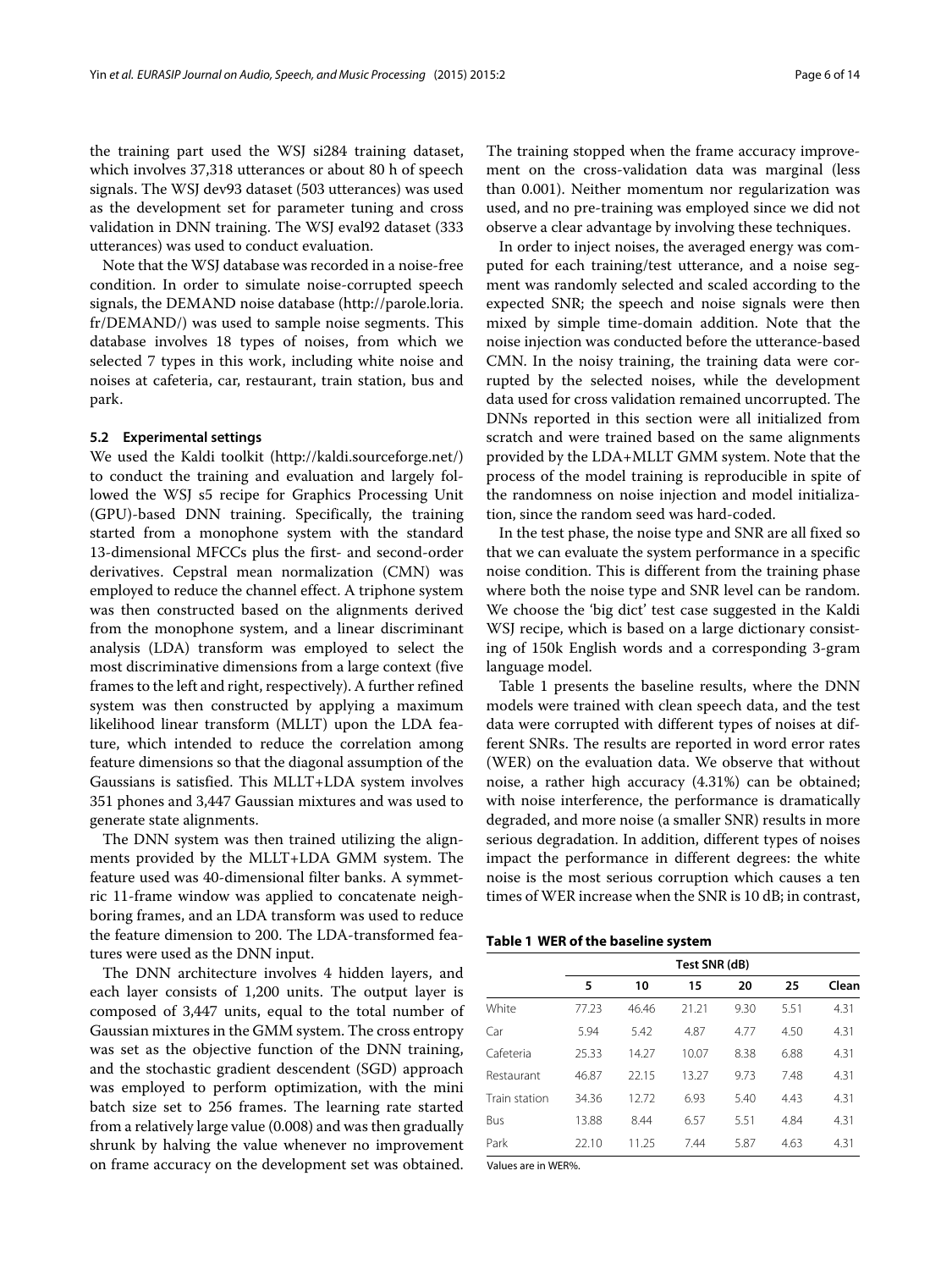the training part used the WSJ si284 training dataset, which involves 37,318 utterances or about 80 h of speech signals. The WSJ dev93 dataset (503 utterances) was used as the development set for parameter tuning and cross validation in DNN training. The WSJ eval92 dataset (333 utterances) was used to conduct evaluation.

Note that the WSJ database was recorded in a noise-free condition. In order to simulate noise-corrupted speech signals, the DEMAND noise database (http://parole.loria.fr/DEMAND/) was used to sample noise segments. This database involves 18 types of noises, from which we selected 7 types in this work, including white noise and noises at cafeteria, car, restaurant, train station, bus and park.

### 5.2 Experimental settings

We used the Kaldi toolkit (http://kaldi.sourceforge.net/) to conduct the training and evaluation and largely followed the WSJ s5 recipe for Graphics Processing Unit (GPU)-based DNN training. Specifically, the training started from a monophone system with the standard 13-dimensional MFCCs plus the first- and second-order derivatives. Cepstral mean normalization (CMN) was employed to reduce the channel effect. A triphone system was then constructed based on the alignments derived from the monophone system, and a linear discriminant analysis (LDA) transform was employed to select the most discriminative dimensions from a large context (five frames to the left and right, respectively). A further refined system was then constructed by applying a maximum likelihood linear transform (MLLT) upon the LDA feature, which intended to reduce the correlation among feature dimensions so that the diagonal assumption of the Gaussians is satisfied. This MLLT+LDA system involves 351 phones and 3,447 Gaussian mixtures and was used to generate state alignments.

The DNN system was then trained utilizing the alignments provided by the MLLT+LDA GMM system. The feature used was 40-dimensional filter banks. A symmetric 11-frame window was applied to concatenate neighboring frames, and an LDA transform was used to reduce the feature dimension to 200. The LDA-transformed features were used as the DNN input.

The DNN architecture involves 4 hidden layers, and each layer consists of 1,200 units. The output layer is composed of 3,447 units, equal to the total number of Gaussian mixtures in the GMM system. The cross entropy was set as the objective function of the DNN training, and the stochastic gradient descendent (SGD) approach was employed to perform optimization, with the mini batch size set to 256 frames. The learning rate started from a relatively large value (0.008) and was then gradually shrunk by halving the value whenever no improvement on frame accuracy on the development set was obtained. The training stopped when the frame accuracy improvement on the cross-validation data was marginal (less than 0.001). Neither momentum nor regularization was used, and no pre-training was employed since we did not observe a clear advantage by involving these techniques.

In order to inject noises, the averaged energy was computed for each training/test utterance, and a noise segment was randomly selected and scaled according to the expected SNR; the speech and noise signals were then mixed by simple time-domain addition. Note that the noise injection was conducted before the utterance-based CMN. In the noisy training, the training data were corrupted by the selected noises, while the development data used for cross validation remained uncorrupted. The DNNs reported in this section were all initialized from scratch and were trained based on the same alignments provided by the LDA+MLLT GMM system. Note that the process of the model training is reproducible in spite of the randomness on noise injection and model initialization, since the random seed was hard-coded.

In the test phase, the noise type and SNR are all fixed so that we can evaluate the system performance in a specific noise condition. This is different from the training phase where both the noise type and SNR level can be random. We choose the 'big dict' test case suggested in the Kaldi WSJ recipe, which is based on a large dictionary consisting of 150k English words and a corresponding 3-gram language model.

Table 1 presents the baseline results, where the DNN models were trained with clean speech data, and the test data were corrupted with different types of noises at different SNRs. The results are reported in word error rates (WER) on the evaluation data. We observe that without noise, a rather high accuracy (4.31%) can be obtained; with noise interference, the performance is dramatically degraded, and more noise (a smaller SNR) results in more serious degradation. In addition, different types of noises impact the performance in different degrees: the white noise is the most serious corruption which causes a ten times of WER increase when the SNR is 10 dB; in contrast,

**Table 1 WER of the baseline system**

| | Test SNR (dB) | | | | | |
|---|---|---|---|---|---|---|
| | 5 | 10 | 15 | 20 | 25 | Clean |
| White | 77.23 | 46.46 | 21.21 | 9.30 | 5.51 | 4.31 |
| Car | 5.94 | 5.42 | 4.87 | 4.77 | 4.50 | 4.31 |
| Cafeteria | 25.33 | 14.27 | 10.07 | 8.38 | 6.88 | 4.31 |
| Restaurant | 46.87 | 22.15 | 13.27 | 9.73 | 7.48 | 4.31 |
| Train station | 34.36 | 12.72 | 6.93 | 5.40 | 4.43 | 4.31 |
| Bus | 13.88 | 8.44 | 6.57 | 5.51 | 4.84 | 4.31 |
| Park | 22.10 | 11.25 | 7.44 | 5.87 | 4.63 | 4.31 |

Values are in WER%.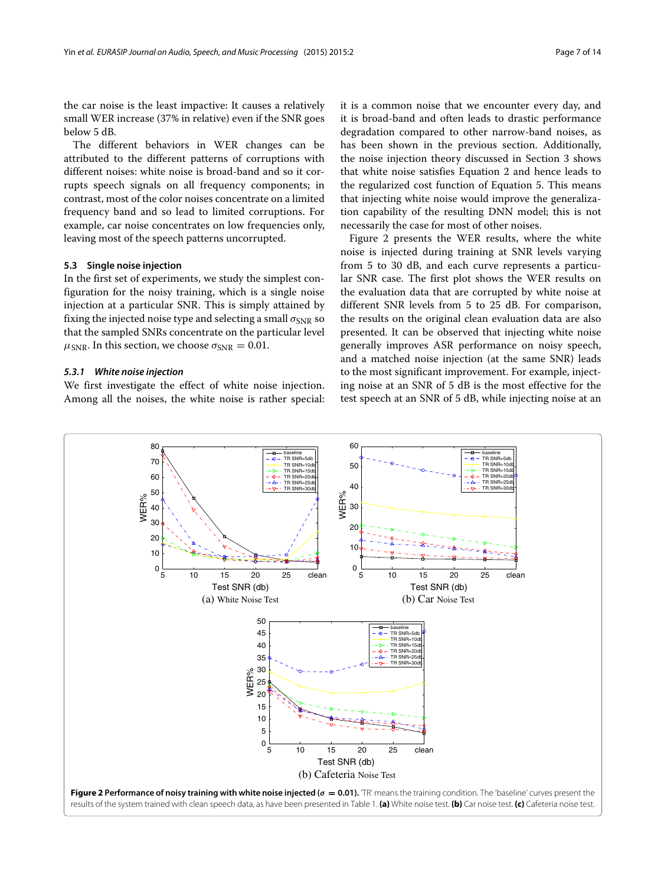the car noise is the least impactive: It causes a relatively small WER increase (37% in relative) even if the SNR goes below 5 dB.

The different behaviors in WER changes can be attributed to the different patterns of corruptions with different noises: white noise is broad-band and so it corrupts speech signals on all frequency components; in contrast, most of the color noises concentrate on a limited frequency band and so lead to limited corruptions. For example, car noise concentrates on low frequencies only, leaving most of the speech patterns uncorrupted.

### 5.3 Single noise injection

In the first set of experiments, we study the simplest configuration for the noisy training, which is a single noise injection at a particular SNR. This is simply attained by fixing the injected noise type and selecting a small $\sigma_{\text{SNR}}$ so that the sampled SNRs concentrate on the particular level $\mu_{\text{SNR}}$. In this section, we choose $\sigma_{\text{SNR}} = 0.01$.

#### *5.3.1 White noise injection*

We first investigate the effect of white noise injection. Among all the noises, the white noise is rather special: it is a common noise that we encounter every day, and it is broad-band and often leads to drastic performance degradation compared to other narrow-band noises, as has been shown in the previous section. Additionally, the noise injection theory discussed in Section 3 shows that white noise satisfies Equation 2 and hence leads to the regularized cost function of Equation 5. This means that injecting white noise would improve the generalization capability of the resulting DNN model; this is not necessarily the case for most of other noises.

Figure 2 presents the WER results, where the white noise is injected during training at SNR levels varying from 5 to 30 dB, and each curve represents a particular SNR case. The first plot shows the WER results on the evaluation data that are corrupted by white noise at different SNR levels from 5 to 25 dB. For comparison, the results on the original clean evaluation data are also presented. It can be observed that injecting white noise generally improves ASR performance on noisy speech, and a matched noise injection (at the same SNR) leads to the most significant improvement. For example, injecting noise at an SNR of 5 dB is the most effective for the test speech at an SNR of 5 dB, while injecting noise at an

**Figure 2 Performance of noisy training with white noise injected ($\sigma = 0.01$).** 'TR' means the training condition. The 'baseline' curves present the results of the system trained with clean speech data, as have been presented in Table 1. **(a)** White noise test. **(b)** Car noise test. **(c)** Cafeteria noise test.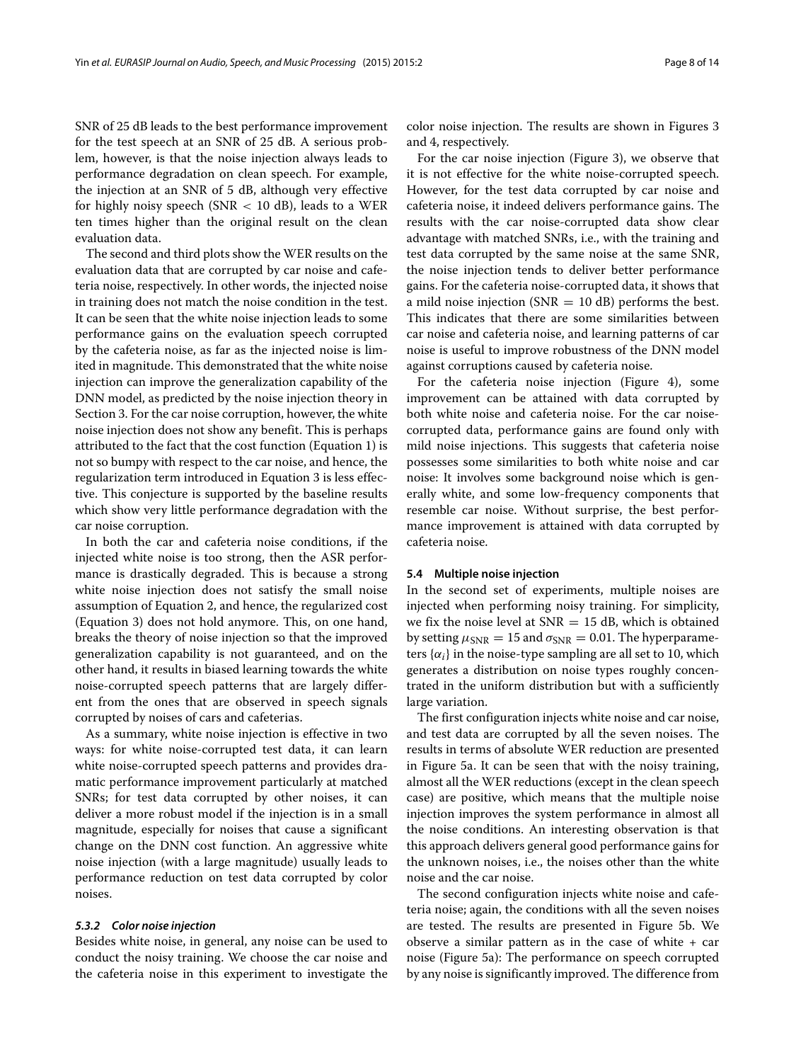SNR of 25 dB leads to the best performance improvement for the test speech at an SNR of 25 dB. A serious problem, however, is that the noise injection always leads to performance degradation on clean speech. For example, the injection at an SNR of 5 dB, although very effective for highly noisy speech (SNR $< 10$ dB), leads to a WER ten times higher than the original result on the clean evaluation data.

The second and third plots show the WER results on the evaluation data that are corrupted by car noise and cafeteria noise, respectively. In other words, the injected noise in training does not match the noise condition in the test. It can be seen that the white noise injection leads to some performance gains on the evaluation speech corrupted by the cafeteria noise, as far as the injected noise is limited in magnitude. This demonstrated that the white noise injection can improve the generalization capability of the DNN model, as predicted by the noise injection theory in Section 3. For the car noise corruption, however, the white noise injection does not show any benefit. This is perhaps attributed to the fact that the cost function (Equation 1) is not so bumpy with respect to the car noise, and hence, the regularization term introduced in Equation 3 is less effective. This conjecture is supported by the baseline results which show very little performance degradation with the car noise corruption.

In both the car and cafeteria noise conditions, if the injected white noise is too strong, then the ASR performance is drastically degraded. This is because a strong white noise injection does not satisfy the small noise assumption of Equation 2, and hence, the regularized cost (Equation 3) does not hold anymore. This, on one hand, breaks the theory of noise injection so that the improved generalization capability is not guaranteed, and on the other hand, it results in biased learning towards the white noise-corrupted speech patterns that are largely different from the ones that are observed in speech signals corrupted by noises of cars and cafeterias.

As a summary, white noise injection is effective in two ways: for white noise-corrupted test data, it can learn white noise-corrupted speech patterns and provides dramatic performance improvement particularly at matched SNRs; for test data corrupted by other noises, it can deliver a more robust model if the injection is in a small magnitude, especially for noises that cause a significant change on the DNN cost function. An aggressive white noise injection (with a large magnitude) usually leads to performance reduction on test data corrupted by color noises.

#### *5.3.2 Color noise injection*

Besides white noise, in general, any noise can be used to conduct the noisy training. We choose the car noise and the cafeteria noise in this experiment to investigate the color noise injection. The results are shown in Figures 3 and 4, respectively.

For the car noise injection (Figure 3), we observe that it is not effective for the white noise-corrupted speech. However, for the test data corrupted by car noise and cafeteria noise, it indeed delivers performance gains. The results with the car noise-corrupted data show clear advantage with matched SNRs, i.e., with the training and test data corrupted by the same noise at the same SNR, the noise injection tends to deliver better performance gains. For the cafeteria noise-corrupted data, it shows that a mild noise injection (SNR $= 10$ dB) performs the best. This indicates that there are some similarities between car noise and cafeteria noise, and learning patterns of car noise is useful to improve robustness of the DNN model against corruptions caused by cafeteria noise.

For the cafeteria noise injection (Figure 4), some improvement can be attained with data corrupted by both white noise and cafeteria noise. For the car noise-corrupted data, performance gains are found only with mild noise injections. This suggests that cafeteria noise possesses some similarities to both white noise and car noise: It involves some background noise which is generally white, and some low-frequency components that resemble car noise. Without surprise, the best performance improvement is attained with data corrupted by cafeteria noise.

### **5.4 Multiple noise injection**

In the second set of experiments, multiple noises are injected when performing noisy training. For simplicity, we fix the noise level at SNR $= 15$ dB, which is obtained by setting $\mu_{\text{SNR}} = 15$ and $\sigma_{\text{SNR}} = 0.01$. The hyperparameters $\{\alpha_i\}$ in the noise-type sampling are all set to 10, which generates a distribution on noise types roughly concentrated in the uniform distribution but with a sufficiently large variation.

The first configuration injects white noise and car noise, and test data are corrupted by all the seven noises. The results in terms of absolute WER reduction are presented in Figure 5a. It can be seen that with the noisy training, almost all the WER reductions (except in the clean speech case) are positive, which means that the multiple noise injection improves the system performance in almost all the noise conditions. An interesting observation is that this approach delivers general good performance gains for the unknown noises, i.e., the noises other than the white noise and the car noise.

The second configuration injects white noise and cafeteria noise; again, the conditions with all the seven noises are tested. The results are presented in Figure 5b. We observe a similar pattern as in the case of white + car noise (Figure 5a): The performance on speech corrupted by any noise is significantly improved. The difference from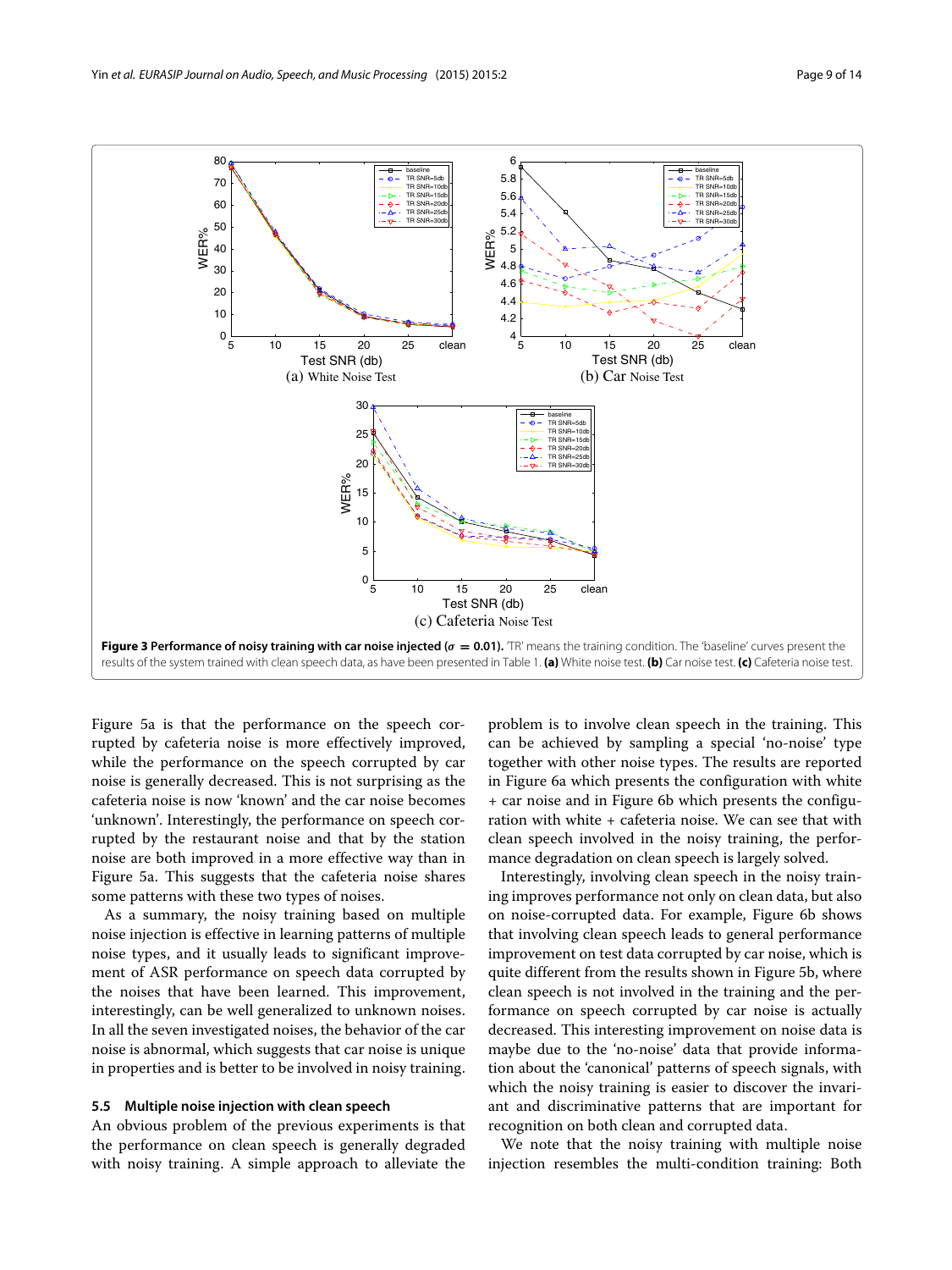80
70
60
50
40
30
20
10
0
WER%
5 10 15 20 25 clean
Test SNR (db)
(a) White Noise Test

baseline
TR SNR=5db
TR SNR=10db
TR SNR=15db
TR SNR=20db
TR SNR=25db
TR SNR=30db

6
5.8
5.6
5.4
5.2
5
4.8
4.6
4.4
4.2
4
WER%
5 10 15 20 25 clean
Test SNR (db)
(b) Car Noise Test

baseline
TR SNR=5db
TR SNR=10db
TR SNR=15db
TR SNR=20db
TR SNR=25db
TR SNR=30db

30
25
20
15
10
5
0
WER%
5 10 15 20 25 clean
Test SNR (db)
(c) Cafeteria Noise Test

baseline
TR SNR=5db
TR SNR=10db
TR SNR=15db
TR SNR=20db
TR SNR=25db
TR SNR=30db

**Figure 3 Performance of noisy training with car noise injected ($\sigma = 0.01$).** 'TR' means the training condition. The 'baseline' curves present the results of the system trained with clean speech data, as have been presented in Table 1. **(a)** White noise test. **(b)** Car noise test. **(c)** Cafeteria noise test.

Figure 5a is that the performance on the speech corrupted by cafeteria noise is more effectively improved, while the performance on the speech corrupted by car noise is generally decreased. This is not surprising as the cafeteria noise is now 'known' and the car noise becomes 'unknown'. Interestingly, the performance on speech corrupted by the restaurant noise and that by the station noise are both improved in a more effective way than in Figure 5a. This suggests that the cafeteria noise shares some patterns with these two types of noises.

As a summary, the noisy training based on multiple noise injection is effective in learning patterns of multiple noise types, and it usually leads to significant improvement of ASR performance on speech data corrupted by the noises that have been learned. This improvement, interestingly, can be well generalized to unknown noises. In all the seven investigated noises, the behavior of the car noise is abnormal, which suggests that car noise is unique in properties and is better to be involved in noisy training.

### 5.5 Multiple noise injection with clean speech

An obvious problem of the previous experiments is that the performance on clean speech is generally degraded with noisy training. A simple approach to alleviate the problem is to involve clean speech in the training. This can be achieved by sampling a special 'no-noise' type together with other noise types. The results are reported in Figure 6a which presents the configuration with white + car noise and in Figure 6b which presents the configuration with white + cafeteria noise. We can see that with clean speech involved in the noisy training, the performance degradation on clean speech is largely solved.

Interestingly, involving clean speech in the noisy training improves performance not only on clean data, but also on noise-corrupted data. For example, Figure 6b shows that involving clean speech leads to general performance improvement on test data corrupted by car noise, which is quite different from the results shown in Figure 5b, where clean speech is not involved in the training and the performance on speech corrupted by car noise is actually decreased. This interesting improvement on noise data is maybe due to the 'no-noise' data that provide information about the 'canonical' patterns of speech signals, with which the noisy training is easier to discover the invariant and discriminative patterns that are important for recognition on both clean and corrupted data.

We note that the noisy training with multiple noise injection resembles the multi-condition training: Both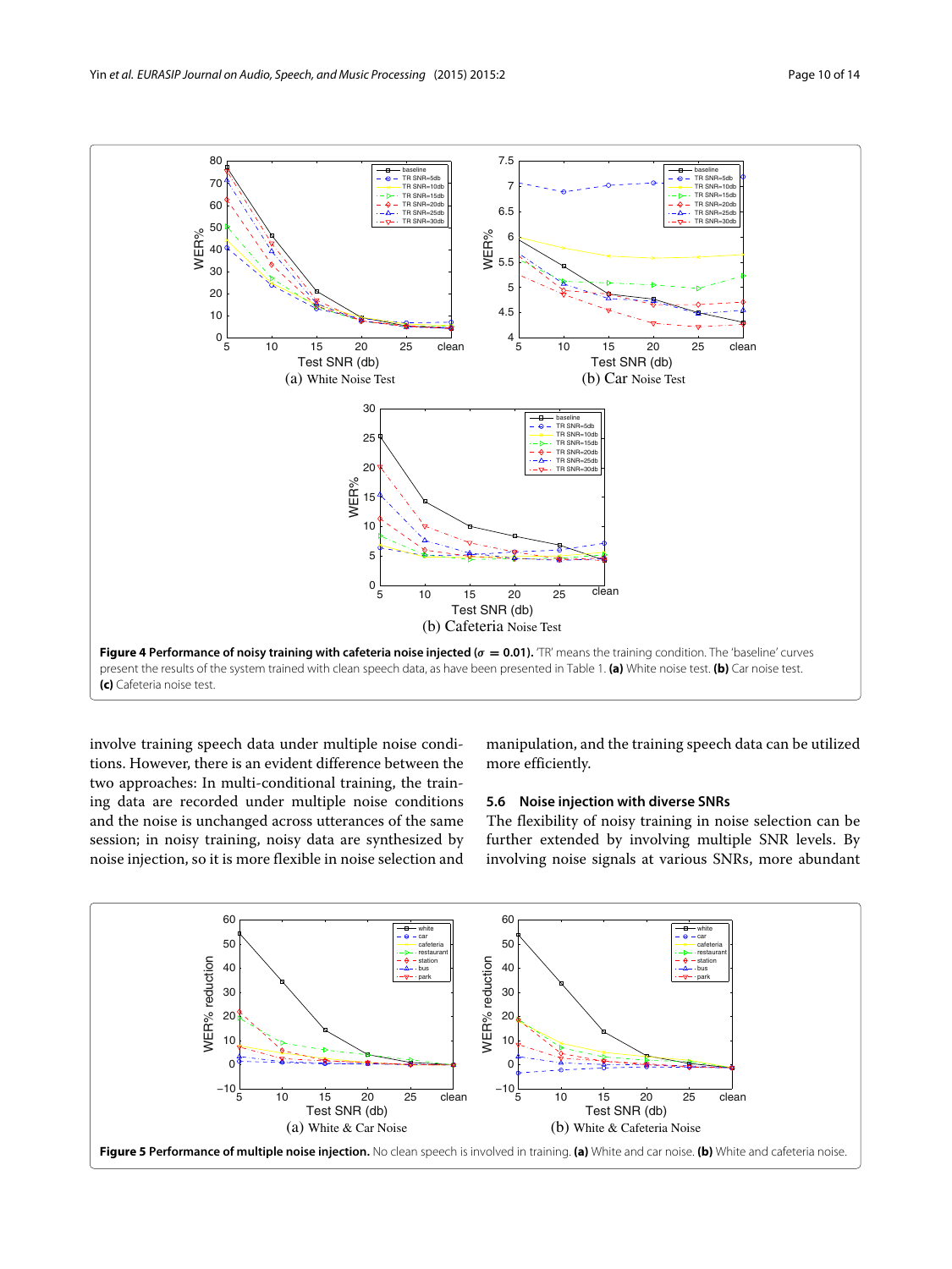**Figure 4 Performance of noisy training with cafeteria noise injected ($\sigma = 0.01$).** 'TR' means the training condition. The 'baseline' curves present the results of the system trained with clean speech data, as have been presented in Table 1. **(a)** White noise test. **(b)** Car noise test. **(c)** Cafeteria noise test.

involve training speech data under multiple noise conditions. However, there is an evident difference between the two approaches: In multi-conditional training, the training data are recorded under multiple noise conditions and the noise is unchanged across utterances of the same session; in noisy training, noisy data are synthesized by noise injection, so it is more flexible in noise selection and manipulation, and the training speech data can be utilized more efficiently.

### 5.6 Noise injection with diverse SNRs

The flexibility of noisy training in noise selection can be further extended by involving multiple SNR levels. By involving noise signals at various SNRs, more abundant

**Figure 5 Performance of multiple noise injection.** No clean speech is involved in training. **(a)** White and car noise. **(b)** White and cafeteria noise.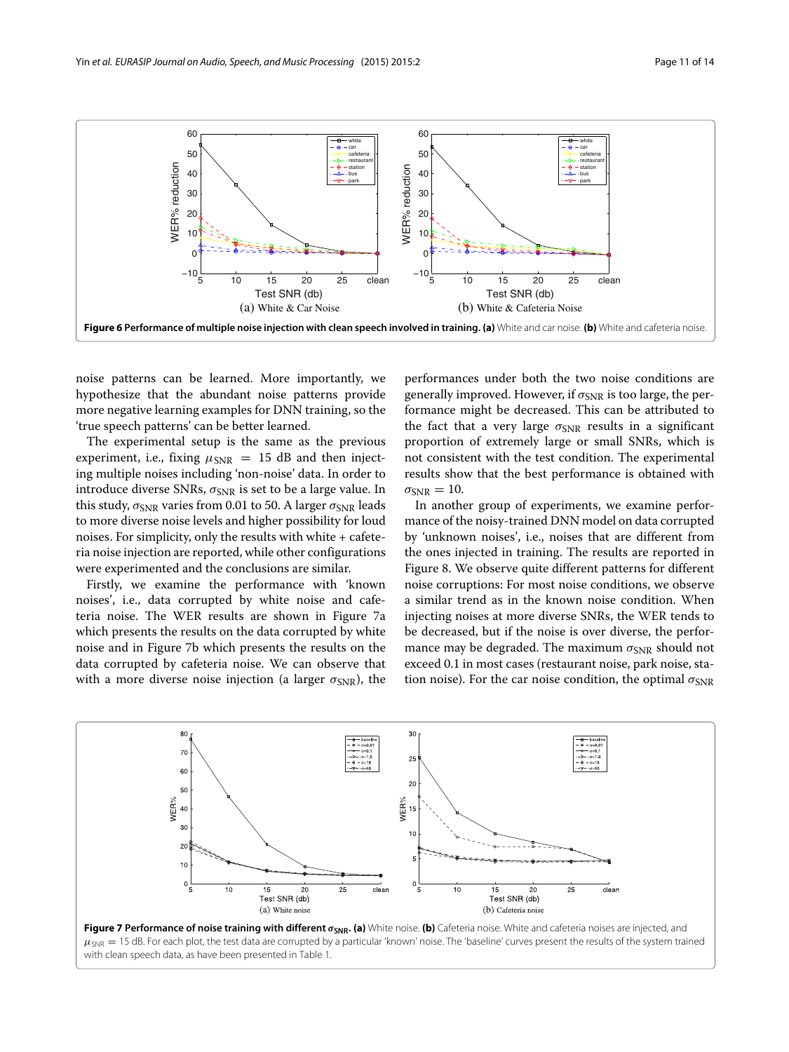**Figure 6 Performance of multiple noise injection with clean speech involved in training. (a)** White and car noise. **(b)** White and cafeteria noise.

noise patterns can be learned. More importantly, we hypothesize that the abundant noise patterns provide more negative learning examples for DNN training, so the 'true speech patterns' can be better learned.

The experimental setup is the same as the previous experiment, i.e., fixing $\mu_{\text{SNR}} = 15$ dB and then injecting multiple noises including 'non-noise' data. In order to introduce diverse SNRs, $\sigma_{\text{SNR}}$ is set to be a large value. In this study, $\sigma_{\text{SNR}}$ varies from 0.01 to 50. A larger $\sigma_{\text{SNR}}$ leads to more diverse noise levels and higher possibility for loud noises. For simplicity, only the results with white + cafeteria noise injection are reported, while other configurations were experimented and the conclusions are similar.

Firstly, we examine the performance with 'known noises', i.e., data corrupted by white noise and cafeteria noise. The WER results are shown in Figure 7a which presents the results on the data corrupted by white noise and in Figure 7b which presents the results on the data corrupted by cafeteria noise. We can observe that with a more diverse noise injection (a larger $\sigma_{\text{SNR}}$), the performances under both the two noise conditions are generally improved. However, if $\sigma_{\text{SNR}}$ is too large, the performance might be decreased. This can be attributed to the fact that a very large $\sigma_{\text{SNR}}$ results in a significant proportion of extremely large or small SNRs, which is not consistent with the test condition. The experimental results show that the best performance is obtained with $\sigma_{\text{SNR}} = 10$.

In another group of experiments, we examine performance of the noisy-trained DNN model on data corrupted by 'unknown noises', i.e., noises that are different from the ones injected in training. The results are reported in Figure 8. We observe quite different patterns for different noise corruptions: For most noise conditions, we observe a similar trend as in the known noise condition. When injecting noises at more diverse SNRs, the WER tends to be decreased, but if the noise is over diverse, the performance may be degraded. The maximum $\sigma_{\text{SNR}}$ should not exceed 0.1 in most cases (restaurant noise, park noise, station noise). For the car noise condition, the optimal $\sigma_{\text{SNR}}$

**Figure 7 Performance of noise training with different $\sigma_{\text{SNR}}$. (a)** White noise. **(b)** Cafeteria noise. White and cafeteria noises are injected, and $\mu_{\text{SNR}} = 15$ dB. For each plot, the test data are corrupted by a particular 'known' noise. The 'baseline' curves present the results of the system trained with clean speech data, as have been presented in Table 1.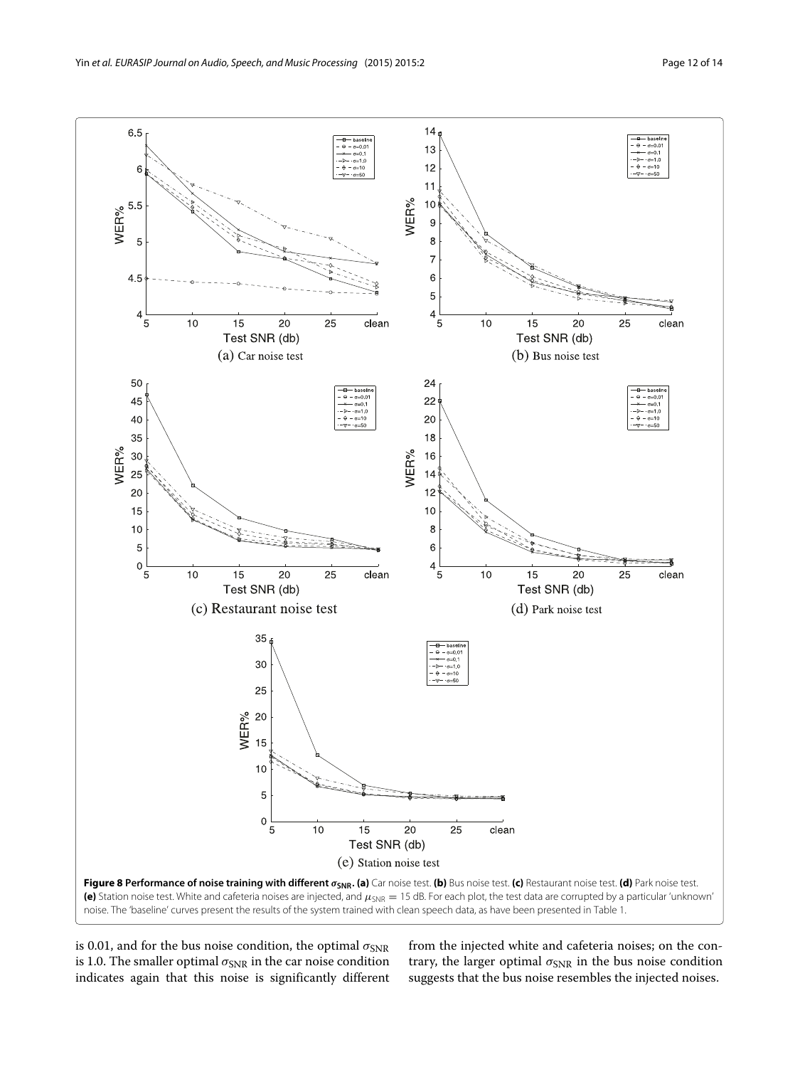**Figure 8 Performance of noise training with different $\sigma_{\mathrm{SNR}}$. (a)** Car noise test. **(b)** Bus noise test. **(c)** Restaurant noise test. **(d)** Park noise test. **(e)** Station noise test. White and cafeteria noises are injected, and $\mu_{\mathrm{SNR}} = 15$ dB. For each plot, the test data are corrupted by a particular 'unknown' noise. The 'baseline' curves present the results of the system trained with clean speech data, as have been presented in Table 1.

is 0.01, and for the bus noise condition, the optimal $\sigma_{\mathrm{SNR}}$ is 1.0. The smaller optimal $\sigma_{\mathrm{SNR}}$ in the car noise condition indicates again that this noise is significantly different from the injected white and cafeteria noises; on the contrary, the larger optimal $\sigma_{\mathrm{SNR}}$ in the bus noise condition suggests that the bus noise resembles the injected noises.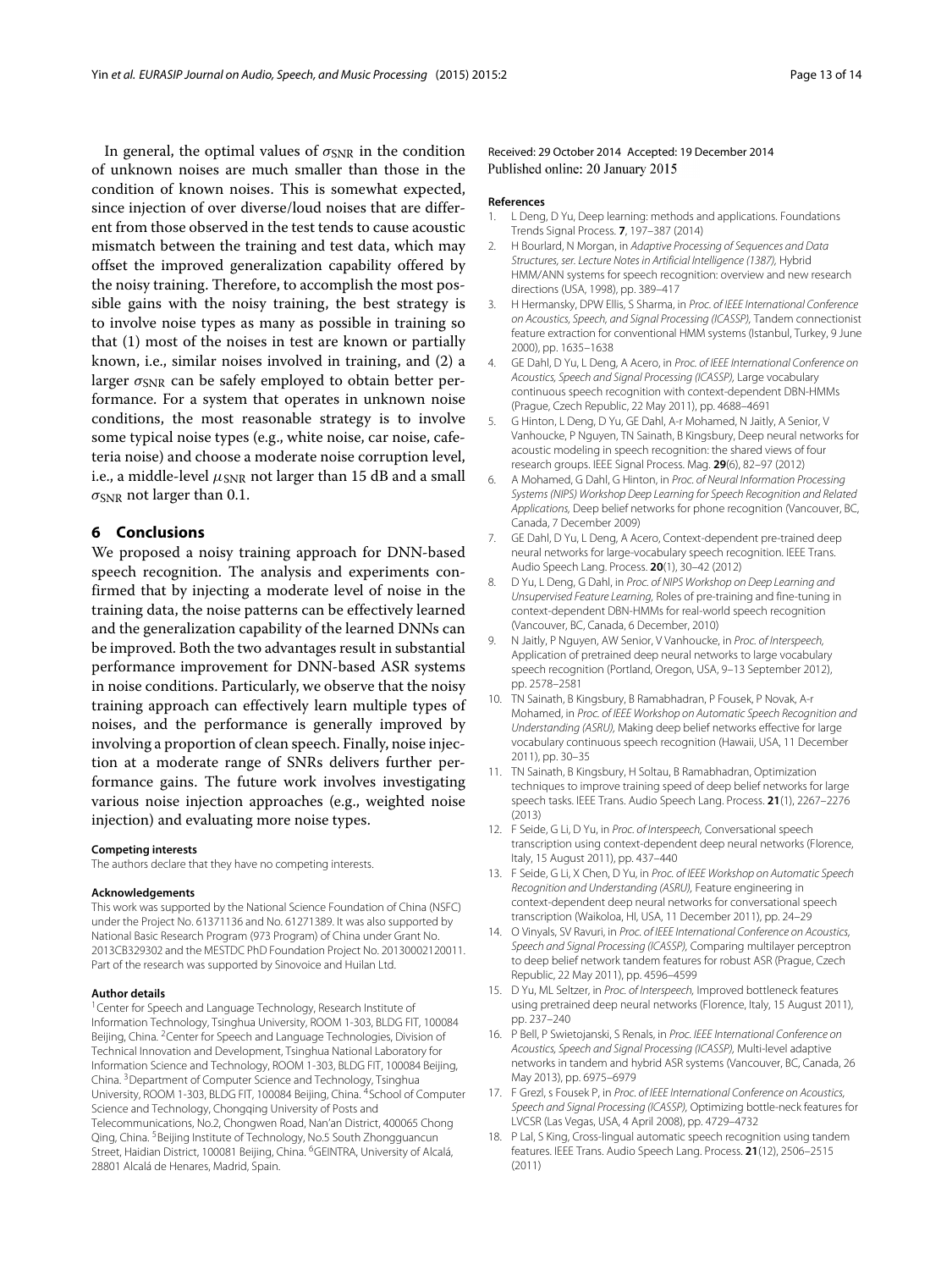In general, the optimal values of $\sigma_{\text{SNR}}$ in the condition of unknown noises are much smaller than those in the condition of known noises. This is somewhat expected, since injection of over diverse/loud noises that are different from those observed in the test tends to cause acoustic mismatch between the training and test data, which may offset the improved generalization capability offered by the noisy training. Therefore, to accomplish the most possible gains with the noisy training, the best strategy is to involve noise types as many as possible in training so that (1) most of the noises in test are known or partially known, i.e., similar noises involved in training, and (2) a larger $\sigma_{\text{SNR}}$ can be safely employed to obtain better performance. For a system that operates in unknown noise conditions, the most reasonable strategy is to involve some typical noise types (e.g., white noise, car noise, cafeteria noise) and choose a moderate noise corruption level, i.e., a middle-level $\mu_{\text{SNR}}$ not larger than 15 dB and a small $\sigma_{\text{SNR}}$ not larger than 0.1.

## 6 Conclusions

We proposed a noisy training approach for DNN-based speech recognition. The analysis and experiments confirmed that by injecting a moderate level of noise in the training data, the noise patterns can be effectively learned and the generalization capability of the learned DNNs can be improved. Both the two advantages result in substantial performance improvement for DNN-based ASR systems in noise conditions. Particularly, we observe that the noisy training approach can effectively learn multiple types of noises, and the performance is generally improved by involving a proportion of clean speech. Finally, noise injection at a moderate range of SNRs delivers further performance gains. The future work involves investigating various noise injection approaches (e.g., weighted noise injection) and evaluating more noise types.

#### Competing interests

The authors declare that they have no competing interests.

#### Acknowledgements

This work was supported by the National Science Foundation of China (NSFC) under the Project No. 61371136 and No. 61271389. It was also supported by National Basic Research Program (973 Program) of China under Grant No. 2013CB329302 and the MESTDC PhD Foundation Project No. 20130002120011. Part of the research was supported by Sinovoice and Huilan Ltd.

#### Author details

[1]Center for Speech and Language Technology, Research Institute of Information Technology, Tsinghua University, ROOM 1-303, BLDG FIT, 100084 Beijing, China. [2]Center for Speech and Language Technologies, Division of Technical Innovation and Development, Tsinghua National Laboratory for Information Science and Technology, ROOM 1-303, BLDG FIT, 100084 Beijing, China. [3]Department of Computer Science and Technology, Tsinghua University, ROOM 1-303, BLDG FIT, 100084 Beijing, China. [4]School of Computer Science and Technology, Chongqing University of Posts and Telecommunications, No.2, Chongwen Road, Nan'an District, 400065 Chong Qing, China. [5]Beijing Institute of Technology, No.5 South Zhongguancun Street, Haidian District, 100081 Beijing, China. [6]GEINTRA, University of Alcalá, 28801 Alcalá de Henares, Madrid, Spain.

Received: 29 October 2014 Accepted: 19 December 2014
Published online: 20 January 2015

#### References

1. L Deng, D Yu, Deep learning: methods and applications. Foundations Trends Signal Process. **7**, 197–387 (2014)
2. H Bourlard, N Morgan, in *Adaptive Processing of Sequences and Data Structures, ser. Lecture Notes in Artificial Intelligence (1387),* Hybrid HMM/ANN systems for speech recognition: overview and new research directions (USA, 1998), pp. 389–417
3. H Hermansky, DPW Ellis, S Sharma, in *Proc. of IEEE International Conference on Acoustics, Speech, and Signal Processing (ICASSP),* Tandem connectionist feature extraction for conventional HMM systems (Istanbul, Turkey, 9 June 2000), pp. 1635–1638
4. GE Dahl, D Yu, L Deng, A Acero, in *Proc. of IEEE International Conference on Acoustics, Speech and Signal Processing (ICASSP),* Large vocabulary continuous speech recognition with context-dependent DBN-HMMs (Prague, Czech Republic, 22 May 2011), pp. 4688–4691
5. G Hinton, L Deng, D Yu, GE Dahl, A-r Mohamed, N Jaitly, A Senior, V Vanhoucke, P Nguyen, TN Sainath, B Kingsbury, Deep neural networks for acoustic modeling in speech recognition: the shared views of four research groups. IEEE Signal Process. Mag. **29**(6), 82–97 (2012)
6. A Mohamed, G Dahl, G Hinton, in *Proc. of Neural Information Processing Systems (NIPS) Workshop Deep Learning for Speech Recognition and Related Applications,* Deep belief networks for phone recognition (Vancouver, BC, Canada, 7 December 2009)
7. GE Dahl, D Yu, L Deng, A Acero, Context-dependent pre-trained deep neural networks for large-vocabulary speech recognition. IEEE Trans. Audio Speech Lang. Process. **20**(1), 30–42 (2012)
8. D Yu, L Deng, G Dahl, in *Proc. of NIPS Workshop on Deep Learning and Unsupervised Feature Learning,* Roles of pre-training and fine-tuning in context-dependent DBN-HMMs for real-world speech recognition (Vancouver, BC, Canada, 6 December, 2010)
9. N Jaitly, P Nguyen, AW Senior, V Vanhoucke, in *Proc. of Interspeech,* Application of pretrained deep neural networks to large vocabulary speech recognition (Portland, Oregon, USA, 9–13 September 2012), pp. 2578–2581
10. TN Sainath, B Kingsbury, B Ramabhadran, P Fousek, P Novak, A-r Mohamed, in *Proc. of IEEE Workshop on Automatic Speech Recognition and Understanding (ASRU),* Making deep belief networks effective for large vocabulary continuous speech recognition (Hawaii, USA, 11 December 2011), pp. 30–35
11. TN Sainath, B Kingsbury, H Soltau, B Ramabhadran, Optimization techniques to improve training speed of deep belief networks for large speech tasks. IEEE Trans. Audio Speech Lang. Process. **21**(1), 2267–2276 (2013)
12. F Seide, G Li, D Yu, in *Proc. of Interspeech,* Conversational speech transcription using context-dependent deep neural networks (Florence, Italy, 15 August 2011), pp. 437–440
13. F Seide, G Li, X Chen, D Yu, in *Proc. of IEEE Workshop on Automatic Speech Recognition and Understanding (ASRU),* Feature engineering in context-dependent deep neural networks for conversational speech transcription (Waikoloa, HI, USA, 11 December 2011), pp. 24–29
14. O Vinyals, SV Ravuri, in *Proc. of IEEE International Conference on Acoustics, Speech and Signal Processing (ICASSP),* Comparing multilayer perceptron to deep belief network tandem features for robust ASR (Prague, Czech Republic, 22 May 2011), pp. 4596–4599
15. D Yu, ML Seltzer, in *Proc. of Interspeech,* Improved bottleneck features using pretrained deep neural networks (Florence, Italy, 15 August 2011), pp. 237–240
16. P Bell, P Swietojanski, S Renals, in *Proc. IEEE International Conference on Acoustics, Speech and Signal Processing (ICASSP),* Multi-level adaptive networks in tandem and hybrid ASR systems (Vancouver, BC, Canada, 26 May 2013), pp. 6975–6979
17. F Grezl, s Fousek P, in *Proc. of IEEE International Conference on Acoustics, Speech and Signal Processing (ICASSP),* Optimizing bottle-neck features for LVCSR (Las Vegas, USA, 4 April 2008), pp. 4729–4732
18. P Lal, S King, Cross-lingual automatic speech recognition using tandem features. IEEE Trans. Audio Speech Lang. Process. **21**(12), 2506–2515 (2011)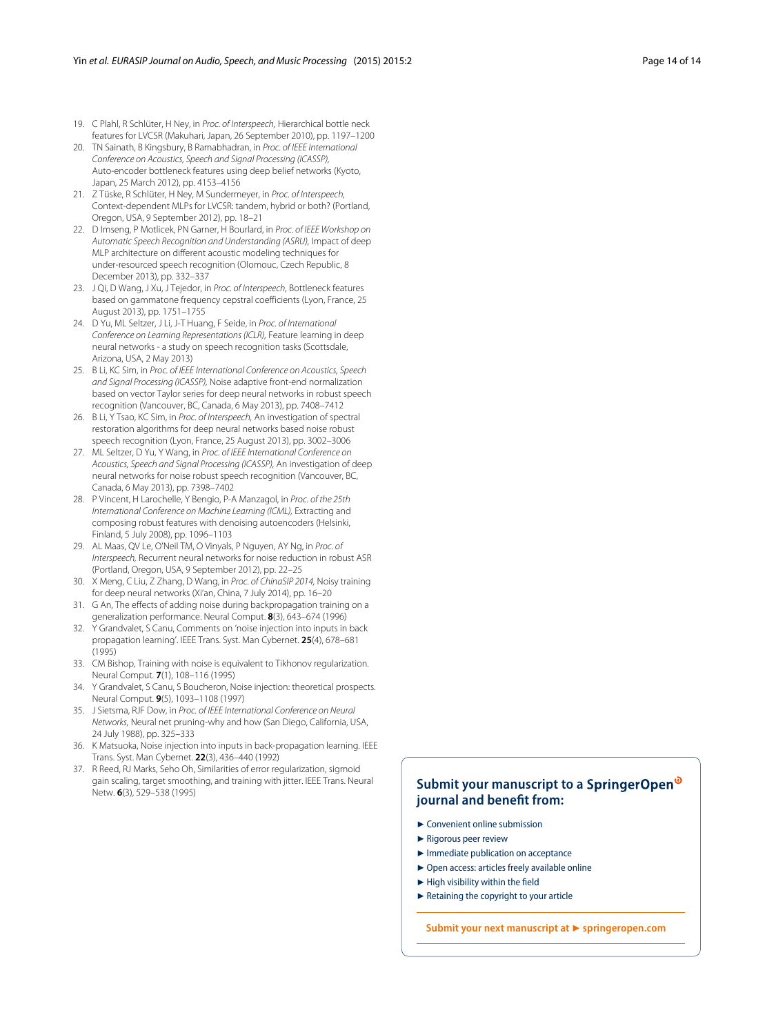19. C Plahl, R Schlüter, H Ney, in *Proc. of Interspeech,* Hierarchical bottle neck features for LVCSR (Makuhari, Japan, 26 September 2010), pp. 1197–1200
20. TN Sainath, B Kingsbury, B Ramabhadran, in *Proc. of IEEE International Conference on Acoustics, Speech and Signal Processing (ICASSP),* Auto-encoder bottleneck features using deep belief networks (Kyoto, Japan, 25 March 2012), pp. 4153–4156
21. Z Tüske, R Schlüter, H Ney, M Sundermeyer, in *Proc. of Interspeech,* Context-dependent MLPs for LVCSR: tandem, hybrid or both? (Portland, Oregon, USA, 9 September 2012), pp. 18–21
22. D Imseng, P Motlicek, PN Garner, H Bourlard, in *Proc. of IEEE Workshop on Automatic Speech Recognition and Understanding (ASRU),* Impact of deep MLP architecture on different acoustic modeling techniques for under-resourced speech recognition (Olomouc, Czech Republic, 8 December 2013), pp. 332–337
23. J Qi, D Wang, J Xu, J Tejedor, in *Proc. of Interspeech,* Bottleneck features based on gammatone frequency cepstral coefficients (Lyon, France, 25 August 2013), pp. 1751–1755
24. D Yu, ML Seltzer, J Li, J-T Huang, F Seide, in *Proc. of International Conference on Learning Representations (ICLR),* Feature learning in deep neural networks - a study on speech recognition tasks (Scottsdale, Arizona, USA, 2 May 2013)
25. B Li, KC Sim, in *Proc. of IEEE International Conference on Acoustics, Speech and Signal Processing (ICASSP),* Noise adaptive front-end normalization based on vector Taylor series for deep neural networks in robust speech recognition (Vancouver, BC, Canada, 6 May 2013), pp. 7408–7412
26. B Li, Y Tsao, KC Sim, in *Proc. of Interspeech,* An investigation of spectral restoration algorithms for deep neural networks based noise robust speech recognition (Lyon, France, 25 August 2013), pp. 3002–3006
27. ML Seltzer, D Yu, Y Wang, in *Proc. of IEEE International Conference on Acoustics, Speech and Signal Processing (ICASSP),* An investigation of deep neural networks for noise robust speech recognition (Vancouver, BC, Canada, 6 May 2013), pp. 7398–7402
28. P Vincent, H Larochelle, Y Bengio, P-A Manzagol, in *Proc. of the 25th International Conference on Machine Learning (ICML),* Extracting and composing robust features with denoising autoencoders (Helsinki, Finland, 5 July 2008), pp. 1096–1103
29. AL Maas, QV Le, O'Neil TM, O Vinyals, P Nguyen, AY Ng, in *Proc. of Interspeech,* Recurrent neural networks for noise reduction in robust ASR (Portland, Oregon, USA, 9 September 2012), pp. 22–25
30. X Meng, C Liu, Z Zhang, D Wang, in *Proc. of ChinaSIP 2014,* Noisy training for deep neural networks (Xi'an, China, 7 July 2014), pp. 16–20
31. G An, The effects of adding noise during backpropagation training on a generalization performance. Neural Comput. **8**(3), 643–674 (1996)
32. Y Grandvalet, S Canu, Comments on 'noise injection into inputs in back propagation learning'. IEEE Trans. Syst. Man Cybernet. **25**(4), 678–681 (1995)
33. CM Bishop, Training with noise is equivalent to Tikhonov regularization. Neural Comput. **7**(1), 108–116 (1995)
34. Y Grandvalet, S Canu, S Boucheron, Noise injection: theoretical prospects. Neural Comput. **9**(5), 1093–1108 (1997)
35. J Sietsma, RJF Dow, in *Proc. of IEEE International Conference on Neural Networks,* Neural net pruning-why and how (San Diego, California, USA, 24 July 1988), pp. 325–333
36. K Matsuoka, Noise injection into inputs in back-propagation learning. IEEE Trans. Syst. Man Cybernet. **22**(3), 436–440 (1992)
37. R Reed, RJ Marks, Seho Oh, Similarities of error regularization, sigmoid gain scaling, target smoothing, and training with jitter. IEEE Trans. Neural Netw. **6**(3), 529–538 (1995)

**Submit your manuscript to a SpringerOpen journal and benefit from:**

- ► Convenient online submission
- ► Rigorous peer review
- ► Immediate publication on acceptance
- ► Open access: articles freely available online
- ► High visibility within the field
- ► Retaining the copyright to your article

**Submit your next manuscript at ► springeropen.com**